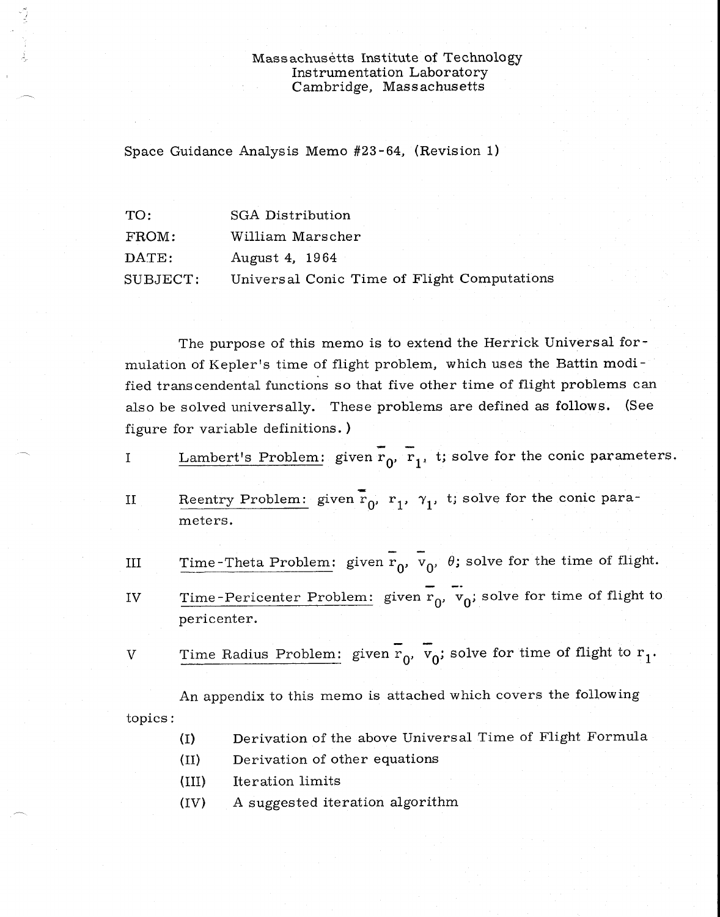Massachusetts Institute of Technology
Instrumentation Laboratory
Cambridge, Massachusetts

Space Guidance Analysis Memo #23-64, (Revision 1)

| | |
|---|---|
| TO: | SGA Distribution |
| FROM: | William Marscher |
| DATE: | August 4, 1964 |
| SUBJECT: | Universal Conic Time of Flight Computations |

The purpose of this memo is to extend the Herrick Universal formulation of Kepler's time of flight problem, which uses the Battin modified transcendental functions so that five other time of flight problems can also be solved universally. These problems are defined as follows. (See figure for variable definitions.)

I &nbsp;&nbsp;&nbsp; Lambert's Problem: given $\bar{r}_0$, $\bar{r}_1$, t; solve for the conic parameters.

II &nbsp;&nbsp;&nbsp; Reentry Problem: given $\bar{r}_0$, $r_1$, $\gamma_1$, t; solve for the conic parameters.

III &nbsp;&nbsp;&nbsp; Time-Theta Problem: given $\bar{r}_0$, $\bar{v}_0$, $\theta$; solve for the time of flight.

IV &nbsp;&nbsp;&nbsp; Time-Pericenter Problem: given $\bar{r}_0$, $\bar{v}_0$; solve for time of flight to pericenter.

V &nbsp;&nbsp;&nbsp; Time Radius Problem: given $\bar{r}_0$, $\bar{v}_0$; solve for time of flight to $r_1$.

An appendix to this memo is attached which covers the following topics:

(I) &nbsp;&nbsp;&nbsp; Derivation of the above Universal Time of Flight Formula

(II) &nbsp;&nbsp;&nbsp; Derivation of other equations

(III) &nbsp;&nbsp;&nbsp; Iteration limits

(IV) &nbsp;&nbsp;&nbsp; A suggested iteration algorithm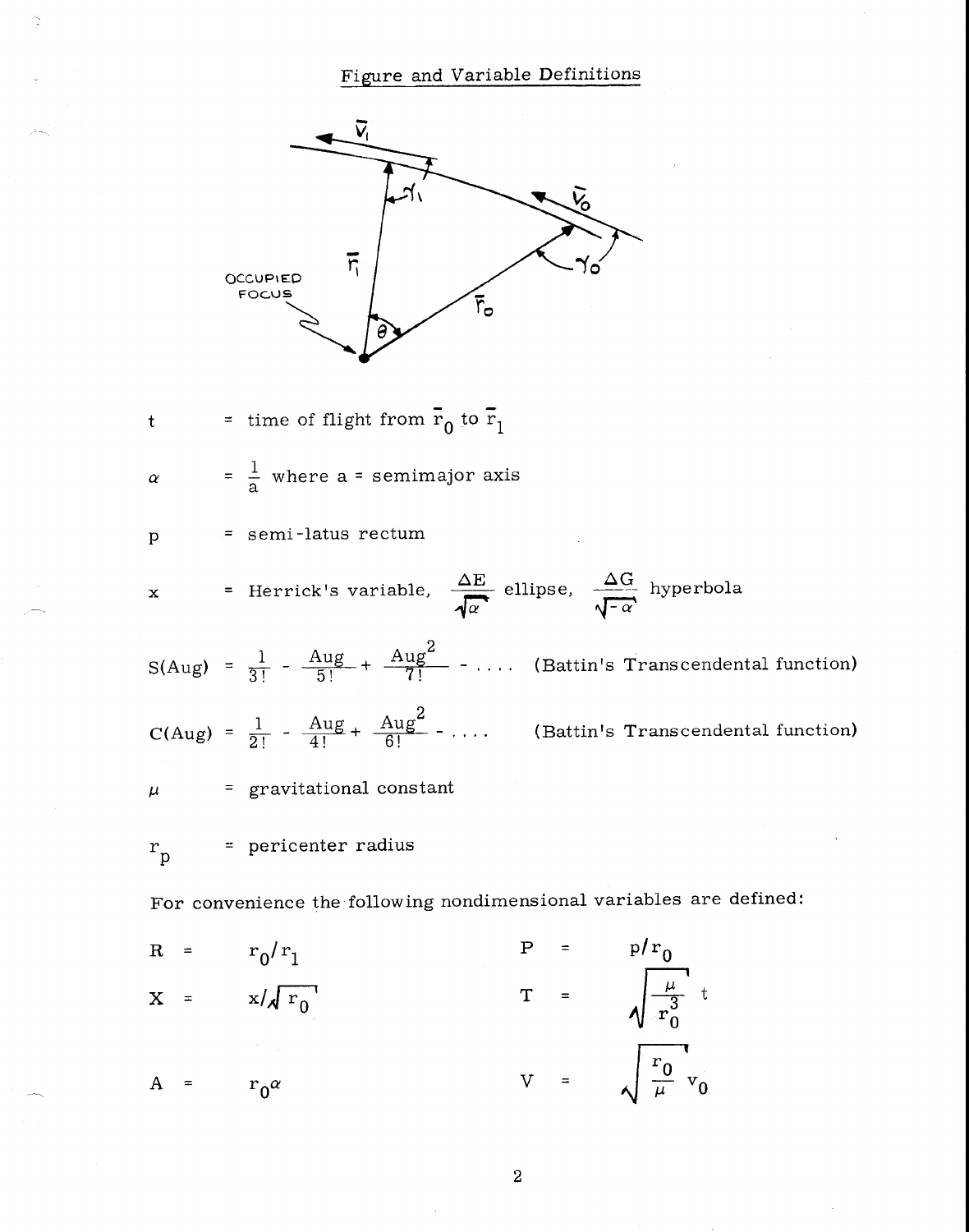## Figure and Variable Definitions

$t$ = time of flight from $\bar{r}_0$ to $\bar{r}_1$

$\alpha$ = $\frac{1}{a}$ where a = semimajor axis

$p$ = semi-latus rectum

$x$ = Herrick's variable, $\frac{\Delta E}{\sqrt{\alpha}}$ ellipse, $\frac{\Delta G}{\sqrt{-\alpha}}$ hyperbola

$$S(Aug) = \frac{1}{3!} - \frac{Aug}{5!} + \frac{Aug^2}{7!} - \ldots \quad \text{(Battin's Transcendental function)}$$

$$C(Aug) = \frac{1}{2!} - \frac{Aug}{4!} + \frac{Aug^2}{6!} - \ldots \quad \text{(Battin's Transcendental function)}$$

$\mu$ = gravitational constant

$r_p$ = pericenter radius

For convenience the following nondimensional variables are defined:

$R = r_0/r_1$ $\qquad$ $P = p/r_0$

$X = x/\sqrt{r_0}$ $\qquad$ $T = \sqrt{\frac{\mu}{r_0^3}}\, t$

$A = r_0\alpha$ $\qquad$ $V = \sqrt{\frac{r_0}{\mu}}\, v_0$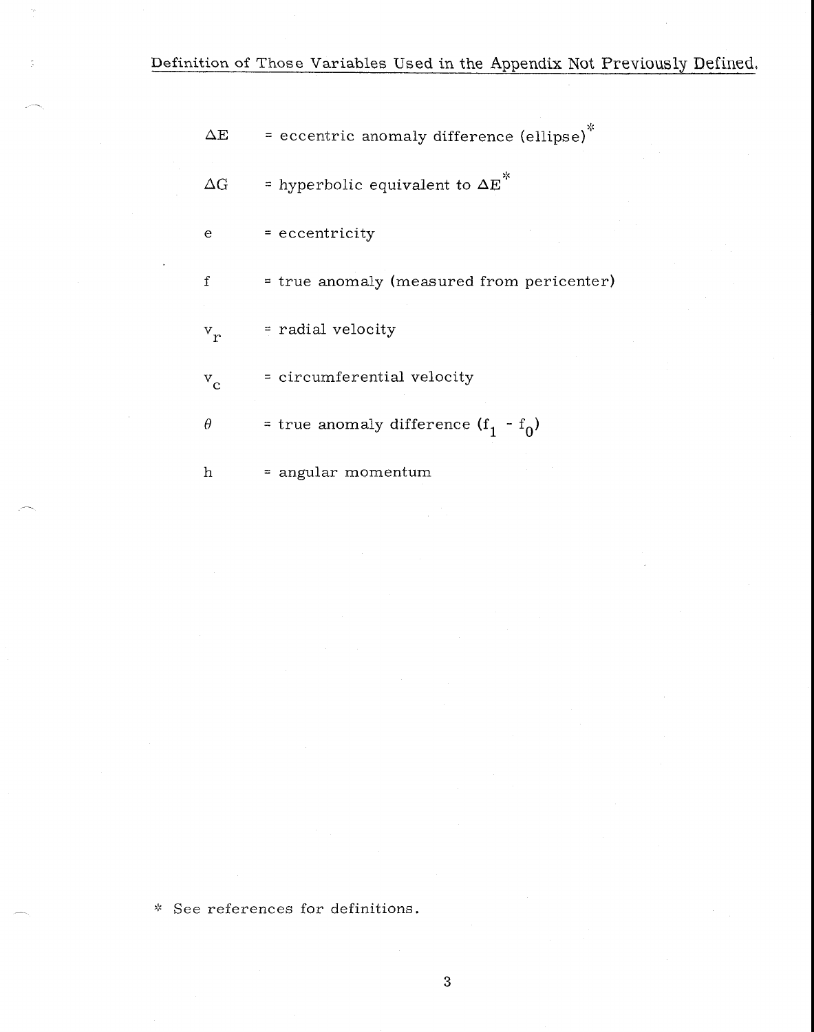Definition of Those Variables Used in the Appendix Not Previously Defined.

$\Delta E$ = eccentric anomaly difference (ellipse)*

$\Delta G$ = hyperbolic equivalent to $\Delta E$*

$e$ = eccentricity

$f$ = true anomaly (measured from pericenter)

$v_r$ = radial velocity

$v_c$ = circumferential velocity

$\theta$ = true anomaly difference $(f_1 - f_0)$

$h$ = angular momentum

\* See references for definitions.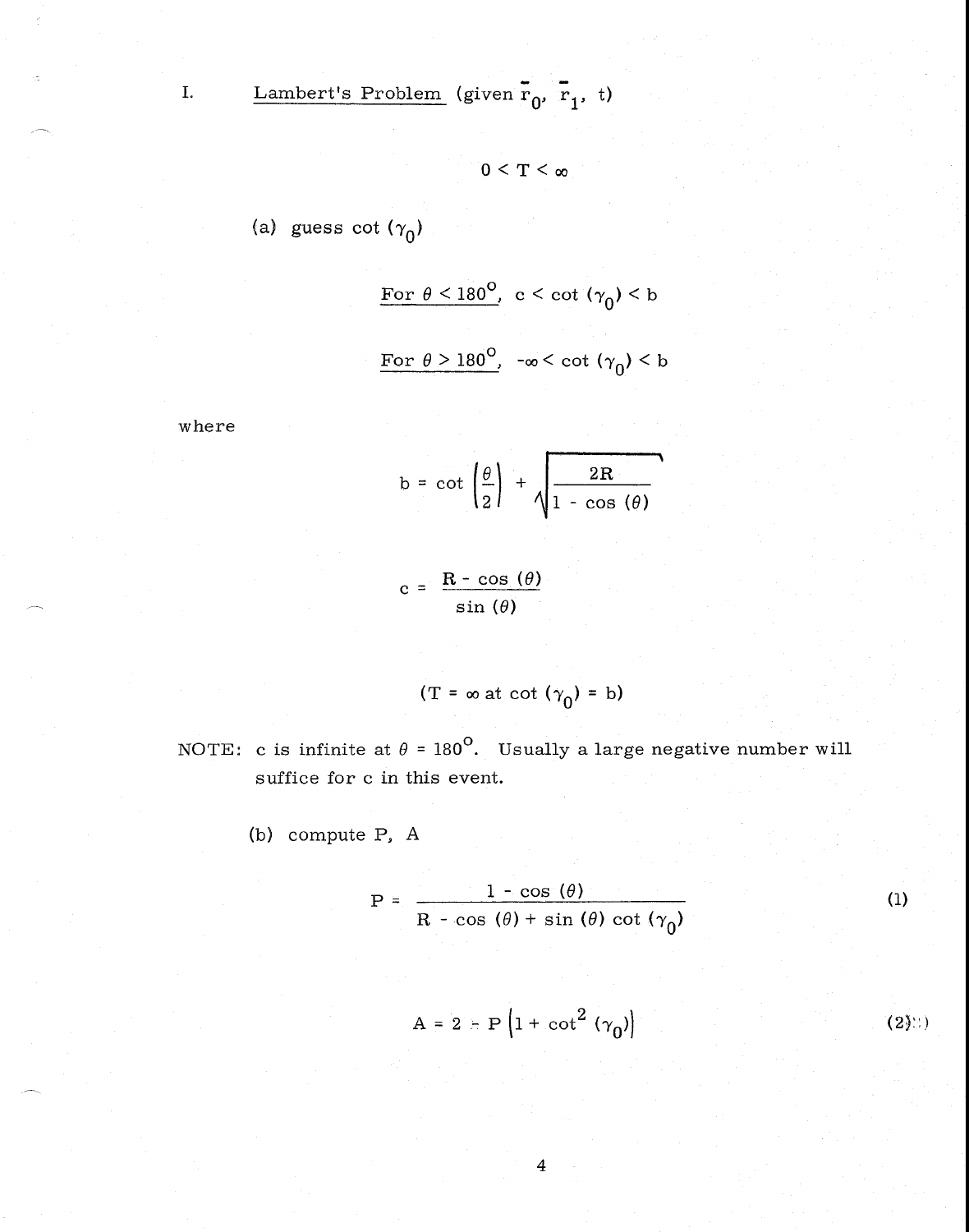I. Lambert's Problem (given $\bar{r}_0$, $\bar{r}_1$, t)

$$0 < T < \infty$$

(a) guess $\cot(\gamma_0)$

For $\theta < 180^\circ$, $c < \cot(\gamma_0) < b$

For $\theta > 180^\circ$, $-\infty < \cot(\gamma_0) < b$

where

$$b = \cot\left(\frac{\theta}{2}\right) + \sqrt{\frac{2R}{1 - \cos(\theta)}}$$

$$c = \frac{R - \cos(\theta)}{\sin(\theta)}$$

$$(T = \infty \text{ at } \cot(\gamma_0) = b)$$

NOTE: c is infinite at $\theta = 180^\circ$. Usually a large negative number will suffice for c in this event.

(b) compute P, A

$$P = \frac{1 - \cos(\theta)}{R - \cos(\theta) + \sin(\theta)\cot(\gamma_0)} \tag{1}$$

$$A = 2 - P\left[1 + \cot^2(\gamma_0)\right] \tag{2}$$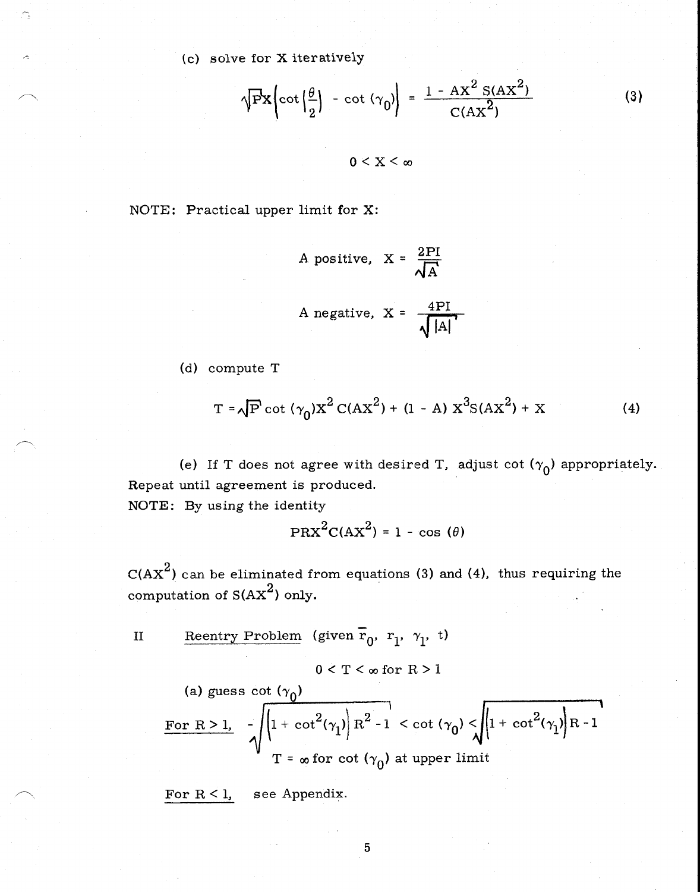(c) solve for X iteratively

$$\sqrt{P}X\left\{\cot\left(\frac{\theta}{2}\right) - \cot(\gamma_0)\right\} = \frac{1 - AX^2\, S(AX^2)}{C(AX^2)} \tag{3}$$

$$0 < X < \infty$$

NOTE: Practical upper limit for X:

$$\text{A positive,}\quad X = \frac{2PI}{\sqrt{A}}$$

$$\text{A negative,}\quad X = \frac{4PI}{\sqrt{|A|}}$$

(d) compute T

$$T = \sqrt{P}\cot(\gamma_0)X^2\, C(AX^2) + (1 - A)\, X^3 S(AX^2) + X \tag{4}$$

(e) If T does not agree with desired T, adjust $\cot(\gamma_0)$ appropriately. Repeat until agreement is produced.

NOTE: By using the identity

$$PRX^2C(AX^2) = 1 - \cos(\theta)$$

$C(AX^2)$ can be eliminated from equations (3) and (4), thus requiring the computation of $S(AX^2)$ only.

II Reentry Problem (given $\bar{r}_0$, $r_1$, $\gamma_1$, t)

$$0 < T < \infty \text{ for } R > 1$$

(a) guess $\cot(\gamma_0)$

For R > 1, $-\sqrt{\left\{1 + \cot^2(\gamma_1)\right\}R^2 - 1} < \cot(\gamma_0) < \sqrt{\left\{1 + \cot^2(\gamma_1)\right\}R - 1}$

$T = \infty$ for $\cot(\gamma_0)$ at upper limit

For R < 1, see Appendix.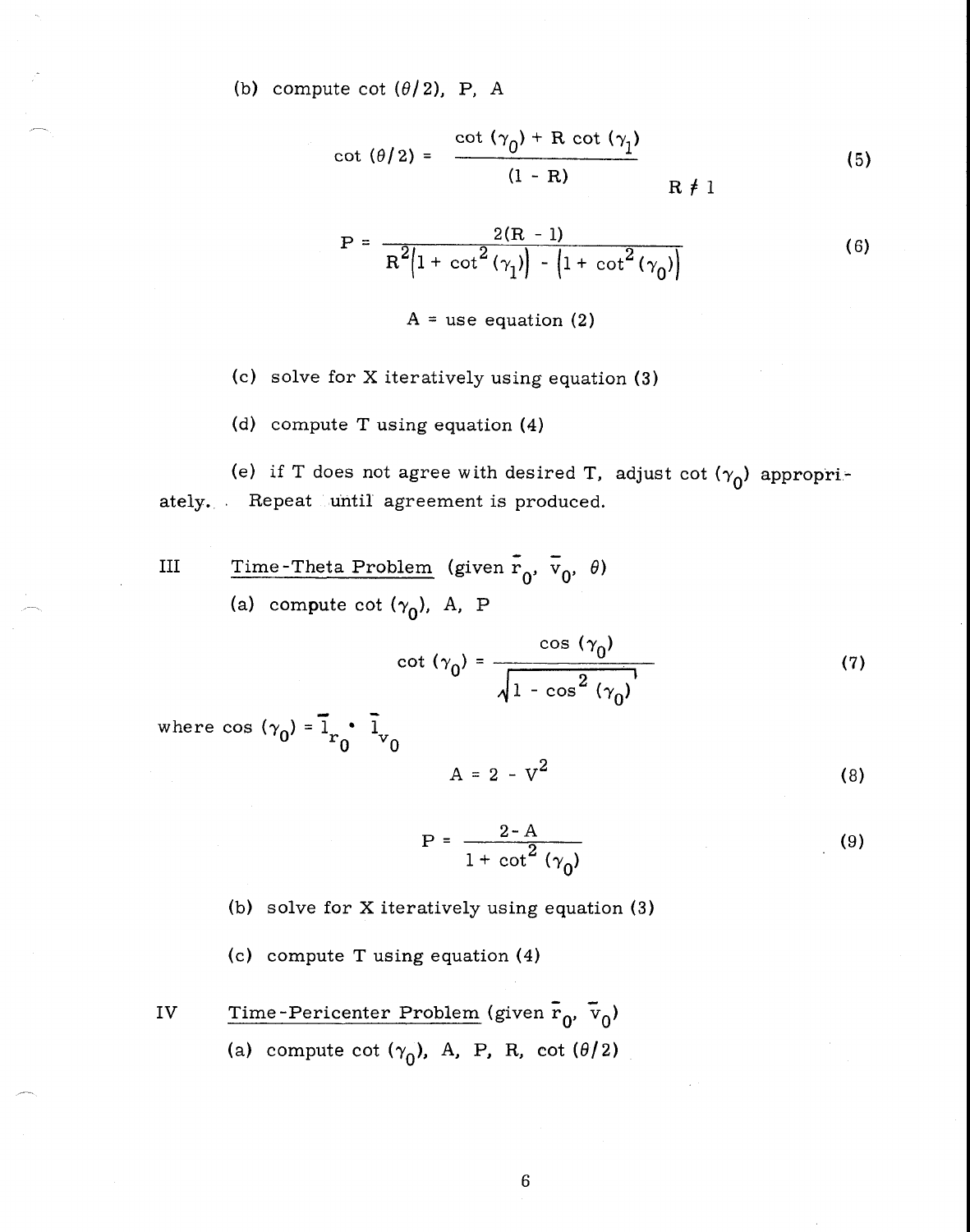(b) compute $\cot(\theta/2)$, P, A

$$\cot(\theta/2) = \frac{\cot(\gamma_0) + R\cot(\gamma_1)}{(1 - R)} \qquad R \neq 1 \tag{5}$$

$$P = \frac{2(R - 1)}{R^2\left[1 + \cot^2(\gamma_1)\right] - \left[1 + \cot^2(\gamma_0)\right]} \tag{6}$$

A = use equation (2)

(c) solve for X iteratively using equation (3)

(d) compute T using equation (4)

(e) if T does not agree with desired T, adjust $\cot(\gamma_0)$ appropriately. Repeat until agreement is produced.

III **Time-Theta Problem** (given $\bar{r}_0$, $\bar{v}_0$, $\theta$)

(a) compute $\cot(\gamma_0)$, A, P

$$\cot(\gamma_0) = \frac{\cos(\gamma_0)}{\sqrt{1 - \cos^2(\gamma_0)}} \tag{7}$$

where $\cos(\gamma_0) = \bar{1}_{r_0} \cdot \bar{1}_{v_0}$

$$A = 2 - V^2 \tag{8}$$

$$P = \frac{2 - A}{1 + \cot^2(\gamma_0)} \tag{9}$$

(b) solve for X iteratively using equation (3)

(c) compute T using equation (4)

IV **Time-Pericenter Problem** (given $\bar{r}_0$, $\bar{v}_0$)

(a) compute $\cot(\gamma_0)$, A, P, R, $\cot(\theta/2)$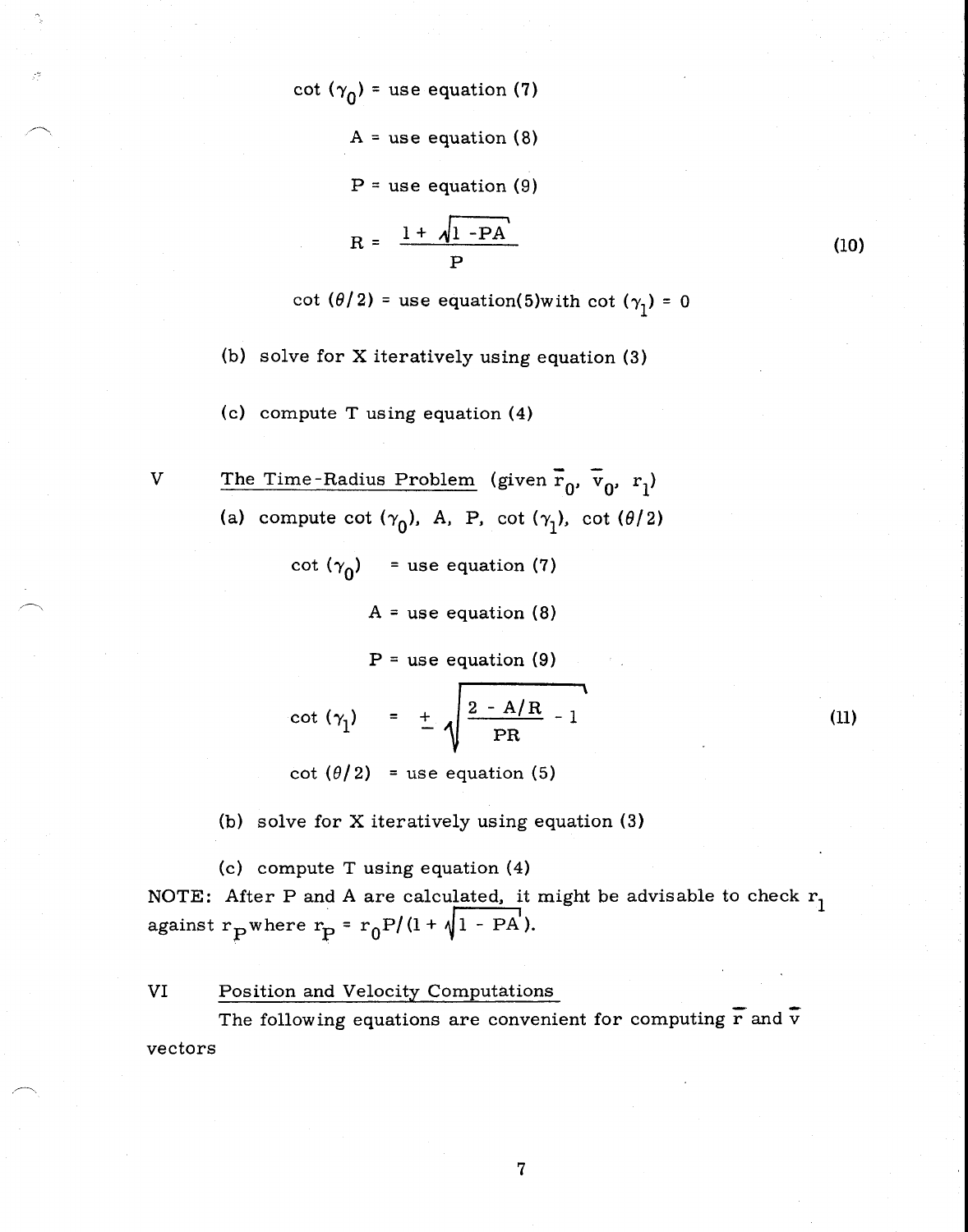$\cot(\gamma_0)$ = use equation (7)

A = use equation (8)

P = use equation (9)

$$R = \frac{1 + \sqrt{1 - PA}}{P} \tag{10}$$

$\cot(\theta/2)$ = use equation(5)with $\cot(\gamma_1) = 0$

(b) solve for X iteratively using equation (3)

(c) compute T using equation (4)

## V The Time-Radius Problem (given $\bar{r}_0$, $\bar{v}_0$, $r_1$)

(a) compute $\cot(\gamma_0)$, A, P, $\cot(\gamma_1)$, $\cot(\theta/2)$

$\cot(\gamma_0)$ = use equation (7)

A = use equation (8)

P = use equation (9)

$$\cot(\gamma_1) = \pm\sqrt{\frac{2 - A/R}{PR} - 1} \tag{11}$$

$\cot(\theta/2)$ = use equation (5)

(b) solve for X iteratively using equation (3)

(c) compute T using equation (4)

NOTE: After P and A are calculated, it might be advisable to check $r_1$ against $r_P$ where $r_P = r_0 P/(1 + \sqrt{1 - PA})$.

## VI Position and Velocity Computations

The following equations are convenient for computing $\bar{r}$ and $\bar{v}$ vectors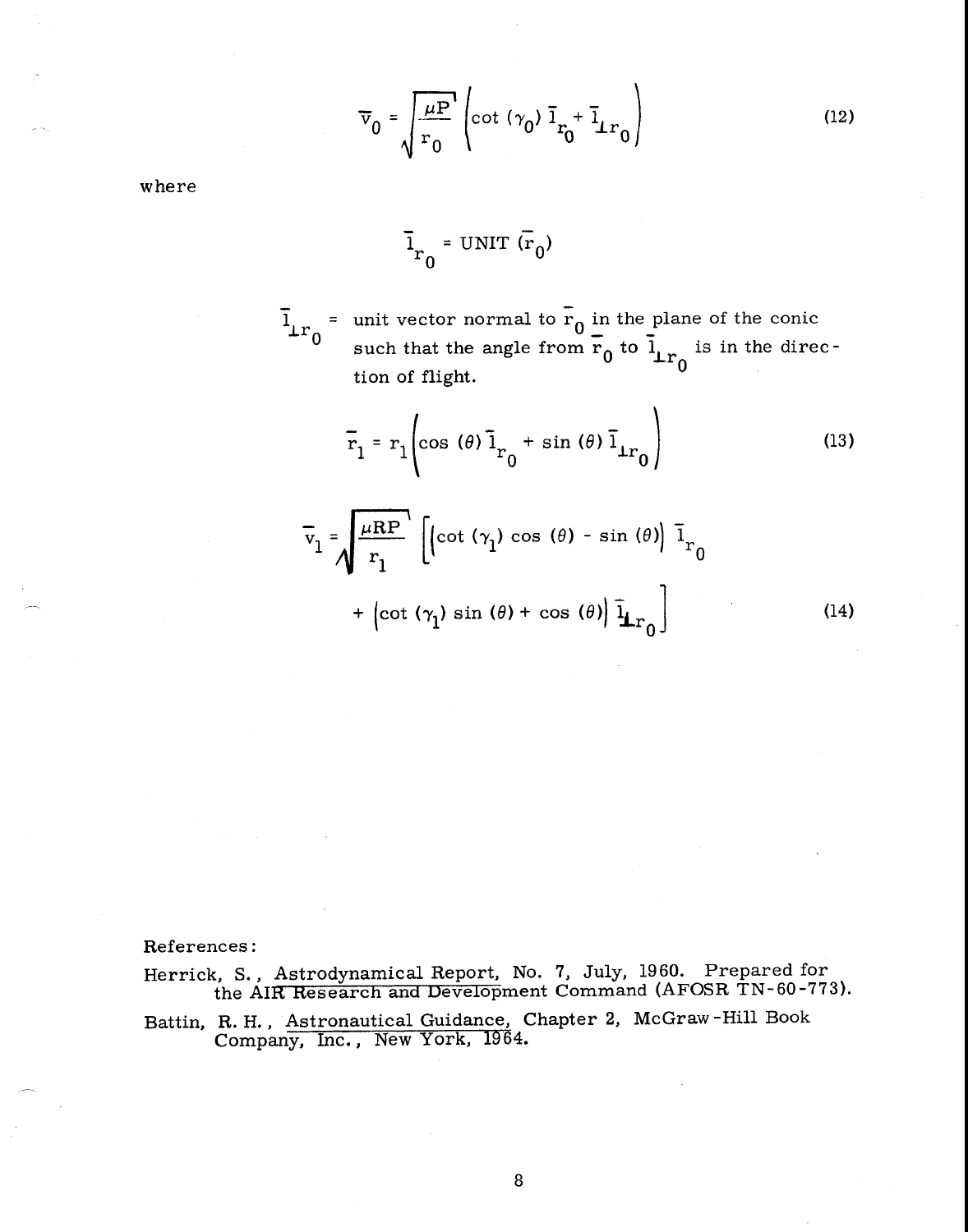$$\bar{v}_0 = \sqrt{\frac{\mu P}{r_0}} \left( \cot(\gamma_0)\, \bar{1}_{r_0} + \bar{1}_{\perp r_0} \right) \tag{12}$$

where

$$\bar{1}_{r_0} = \text{UNIT}\,(\bar{r}_0)$$

$\bar{1}_{\perp r_0}$ = unit vector normal to $\bar{r}_0$ in the plane of the conic such that the angle from $\bar{r}_0$ to $\bar{1}_{\perp r_0}$ is in the direction of flight.

$$\bar{r}_1 = r_1 \left( \cos(\theta)\, \bar{1}_{r_0} + \sin(\theta)\, \bar{1}_{\perp r_0} \right) \tag{13}$$

$$\bar{v}_1 = \sqrt{\frac{\mu R P}{r_1}} \left[ \left( \cot(\gamma_1) \cos(\theta) - \sin(\theta) \right) \bar{1}_{r_0} + \left( \cot(\gamma_1) \sin(\theta) + \cos(\theta) \right) \bar{1}_{\perp r_0} \right] \tag{14}$$

References:

Herrick, S., Astrodynamical Report, No. 7, July, 1960. Prepared for the AIR Research and Development Command (AFOSR TN-60-773).

Battin, R. H., Astronautical Guidance, Chapter 2, McGraw-Hill Book Company, Inc., New York, 1964.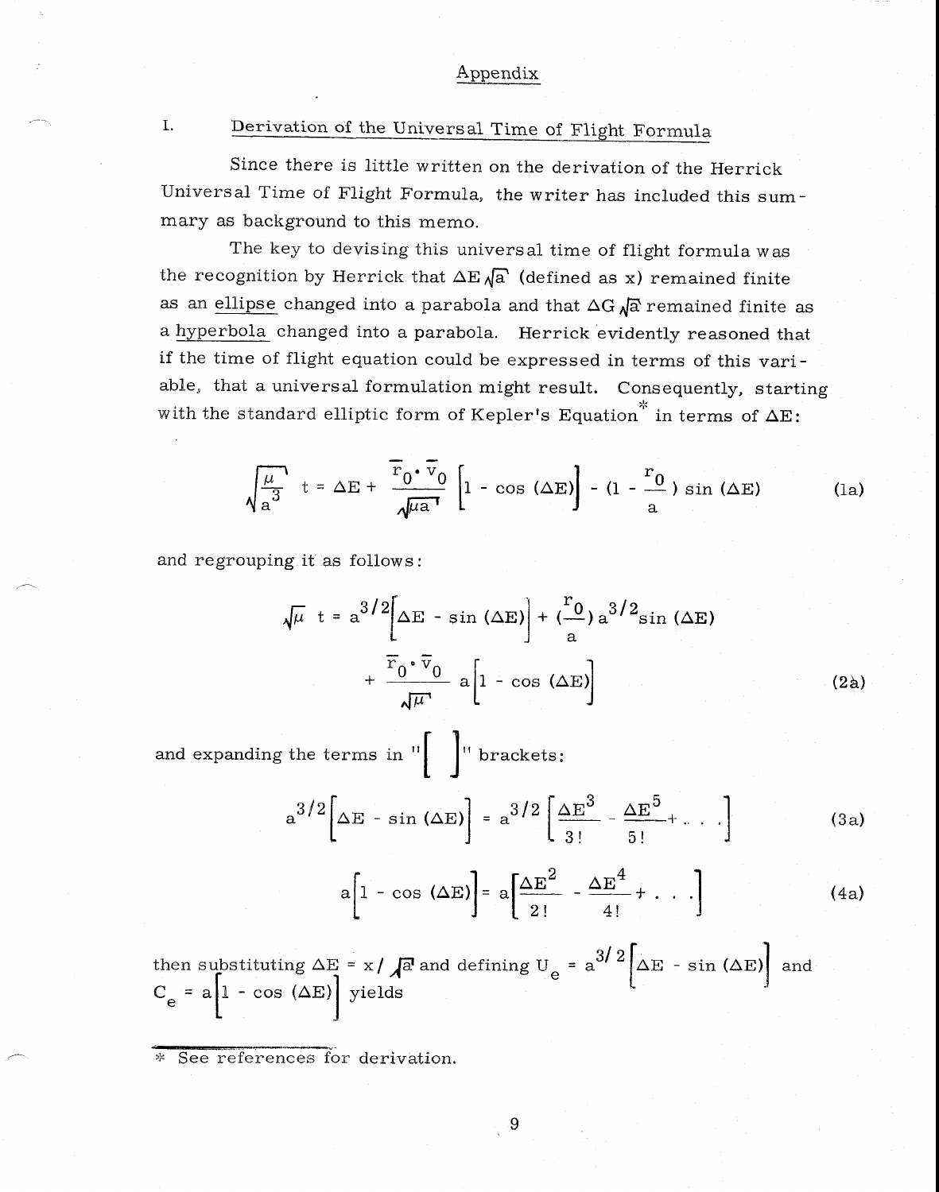## Appendix

### I. Derivation of the Universal Time of Flight Formula

Since there is little written on the derivation of the Herrick Universal Time of Flight Formula, the writer has included this summary as background to this memo.

The key to devising this universal time of flight formula was the recognition by Herrick that $\Delta E \sqrt{a}$ (defined as x) remained finite as an ellipse changed into a parabola and that $\Delta G \sqrt{a}$ remained finite as a hyperbola changed into a parabola. Herrick evidently reasoned that if the time of flight equation could be expressed in terms of this variable, that a universal formulation might result. Consequently, starting with the standard elliptic form of Kepler's Equation* in terms of $\Delta E$:

$$\sqrt{\frac{\mu}{a^3}}\ t = \Delta E + \frac{\bar{r}_0 \cdot \bar{v}_0}{\sqrt{\mu a}}\left[1 - \cos(\Delta E)\right] - \left(1 - \frac{r_0}{a}\right)\sin(\Delta E) \tag{1a}$$

and regrouping it as follows:

$$\sqrt{\mu}\ t = a^{3/2}\left[\Delta E - \sin(\Delta E)\right] + \left(\frac{r_0}{a}\right)a^{3/2}\sin(\Delta E) + \frac{\bar{r}_0 \cdot \bar{v}_0}{\sqrt{\mu}}\ a\left[1 - \cos(\Delta E)\right] \tag{2a}$$

and expanding the terms in "$[\ \ ]$" brackets:

$$a^{3/2}\left[\Delta E - \sin(\Delta E)\right] = a^{3/2}\left[\frac{\Delta E^3}{3!} - \frac{\Delta E^5}{5!} + \ldots\right] \tag{3a}$$

$$a\left[1 - \cos(\Delta E)\right] = a\left[\frac{\Delta E^2}{2!} - \frac{\Delta E^4}{4!} + \ldots\right] \tag{4a}$$

then substituting $\Delta E = x/\sqrt{a}$ and defining $U_e = a^{3/2}\left[\Delta E - \sin(\Delta E)\right]$ and $C_e = a\left[1 - \cos(\Delta E)\right]$ yields

---

\* See references for derivation.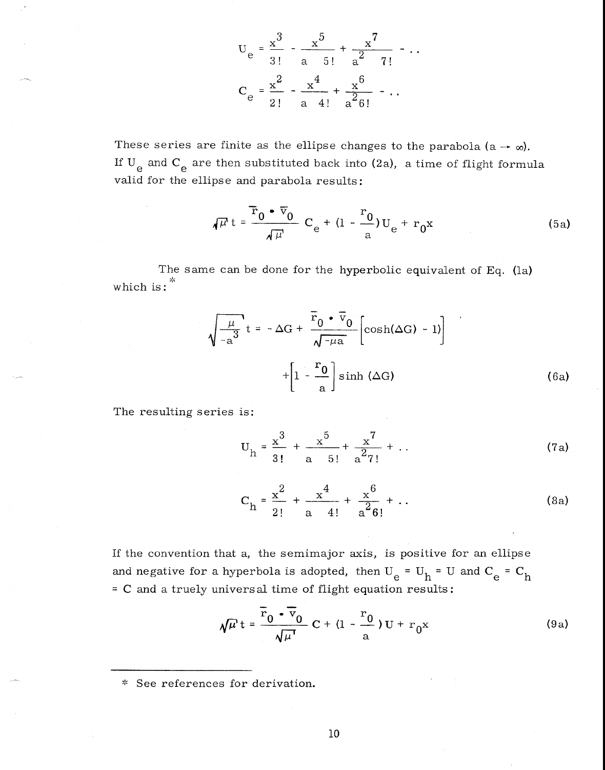$$U_e = \frac{x^3}{3!} - \frac{x^5}{a\ 5!} + \frac{x^7}{a^2\ 7!} - \ldots$$

$$C_e = \frac{x^2}{2!} - \frac{x^4}{a\ 4!} + \frac{x^6}{a^2 6!} - \ldots$$

These series are finite as the ellipse changes to the parabola ($a \to \infty$). If $U_e$ and $C_e$ are then substituted back into (2a), a time of flight formula valid for the ellipse and parabola results:

$$\sqrt{\mu}\, t = \frac{\bar{r}_0 \bullet \bar{v}_0}{\sqrt{\mu}} C_e + (1 - \frac{r_0}{a}) U_e + r_0 x \tag{5a}$$

The same can be done for the hyperbolic equivalent of Eq. (1a) which is:*

$$\sqrt{\frac{\mu}{-a^3}}\, t = -\Delta G + \frac{\bar{r}_0 \bullet \bar{v}_0}{\sqrt{-\mu a}} \left[\cosh(\Delta G) - 1)\right] + \left[1 - \frac{r_0}{a}\right] \sinh(\Delta G) \tag{6a}$$

The resulting series is:

$$U_h = \frac{x^3}{3!} + \frac{x^5}{a\ 5!} + \frac{x^7}{a^2 7!} + \ldots \tag{7a}$$

$$C_h = \frac{x^2}{2!} + \frac{x^4}{a\ 4!} + \frac{x^6}{a^2 6!} + \ldots \tag{8a}$$

If the convention that a, the semimajor axis, is positive for an ellipse and negative for a hyperbola is adopted, then $U_e = U_h = U$ and $C_e = C_h = C$ and a truely universal time of flight equation results:

$$\sqrt{\mu}\, t = \frac{\bar{r}_0 \bullet \bar{v}_0}{\sqrt{\mu}} C + (1 - \frac{r_0}{a}) U + r_0 x \tag{9a}$$

---

\* See references for derivation.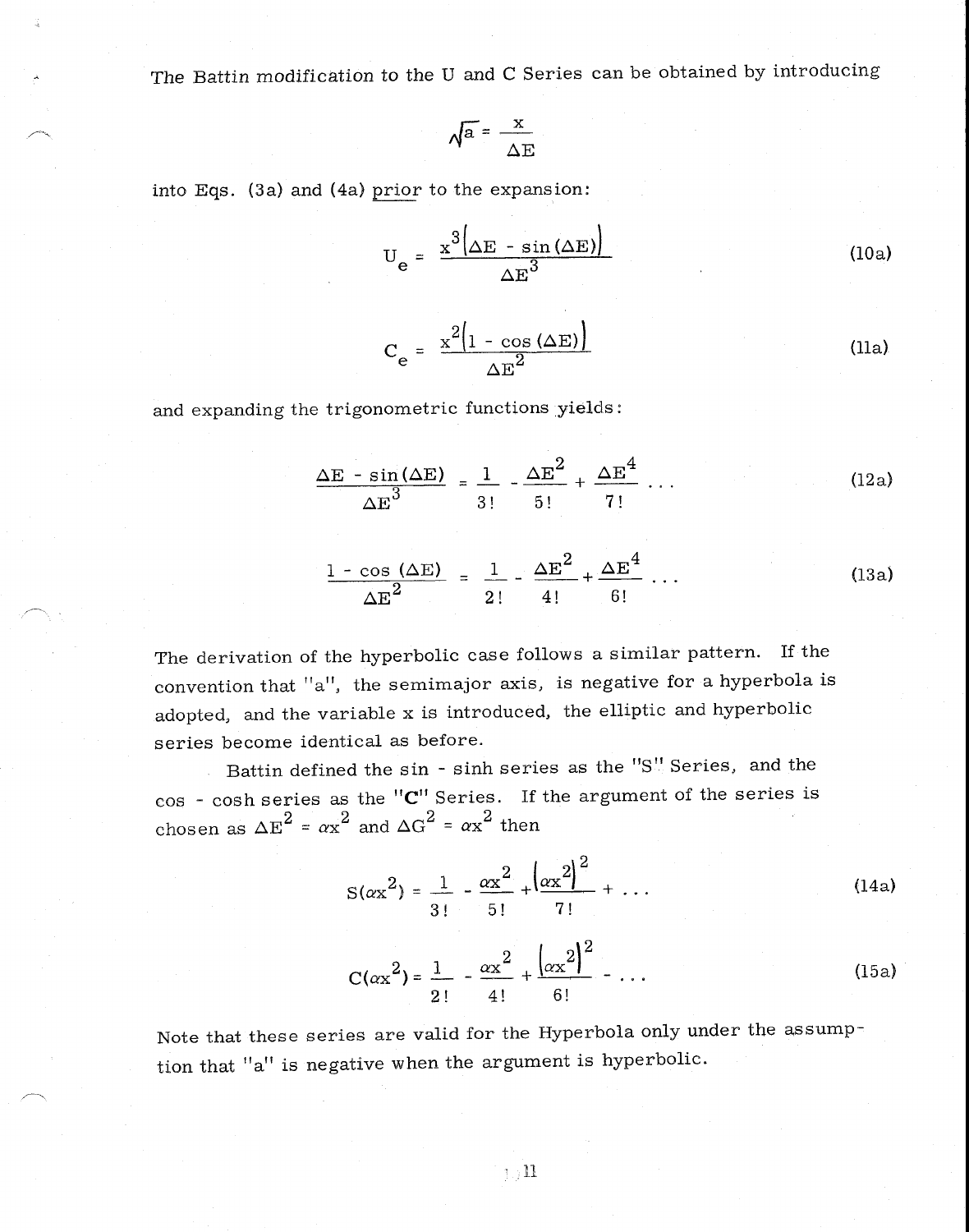The Battin modification to the U and C Series can be obtained by introducing

$$\sqrt{a} = \frac{x}{\Delta E}$$

into Eqs. (3a) and (4a) prior to the expansion:

$$U_e = \frac{x^3\left[\Delta E - \sin(\Delta E)\right]}{\Delta E^3} \tag{10a}$$

$$C_e = \frac{x^2\left[1 - \cos(\Delta E)\right]}{\Delta E^2} \tag{11a}$$

and expanding the trigonometric functions yields:

$$\frac{\Delta E - \sin(\Delta E)}{\Delta E^3} = \frac{1}{3!} - \frac{\Delta E^2}{5!} + \frac{\Delta E^4}{7!} \cdots \tag{12a}$$

$$\frac{1 - \cos(\Delta E)}{\Delta E^2} = \frac{1}{2!} - \frac{\Delta E^2}{4!} + \frac{\Delta E^4}{6!} \cdots \tag{13a}$$

The derivation of the hyperbolic case follows a similar pattern. If the convention that "a", the semimajor axis, is negative for a hyperbola is adopted, and the variable x is introduced, the elliptic and hyperbolic series become identical as before.

Battin defined the sin - sinh series as the "S" Series, and the cos - cosh series as the "C" Series. If the argument of the series is chosen as $\Delta E^2 = \alpha x^2$ and $\Delta G^2 = \alpha x^2$ then

$$S(\alpha x^2) = \frac{1}{3!} - \frac{\alpha x^2}{5!} + \frac{\left(\alpha x^2\right)^2}{7!} + \cdots \tag{14a}$$

$$C(\alpha x^2) = \frac{1}{2!} - \frac{\alpha x^2}{4!} + \frac{\left(\alpha x^2\right)^2}{6!} - \cdots \tag{15a}$$

Note that these series are valid for the Hyperbola only under the assumption that "a" is negative when the argument is hyperbolic.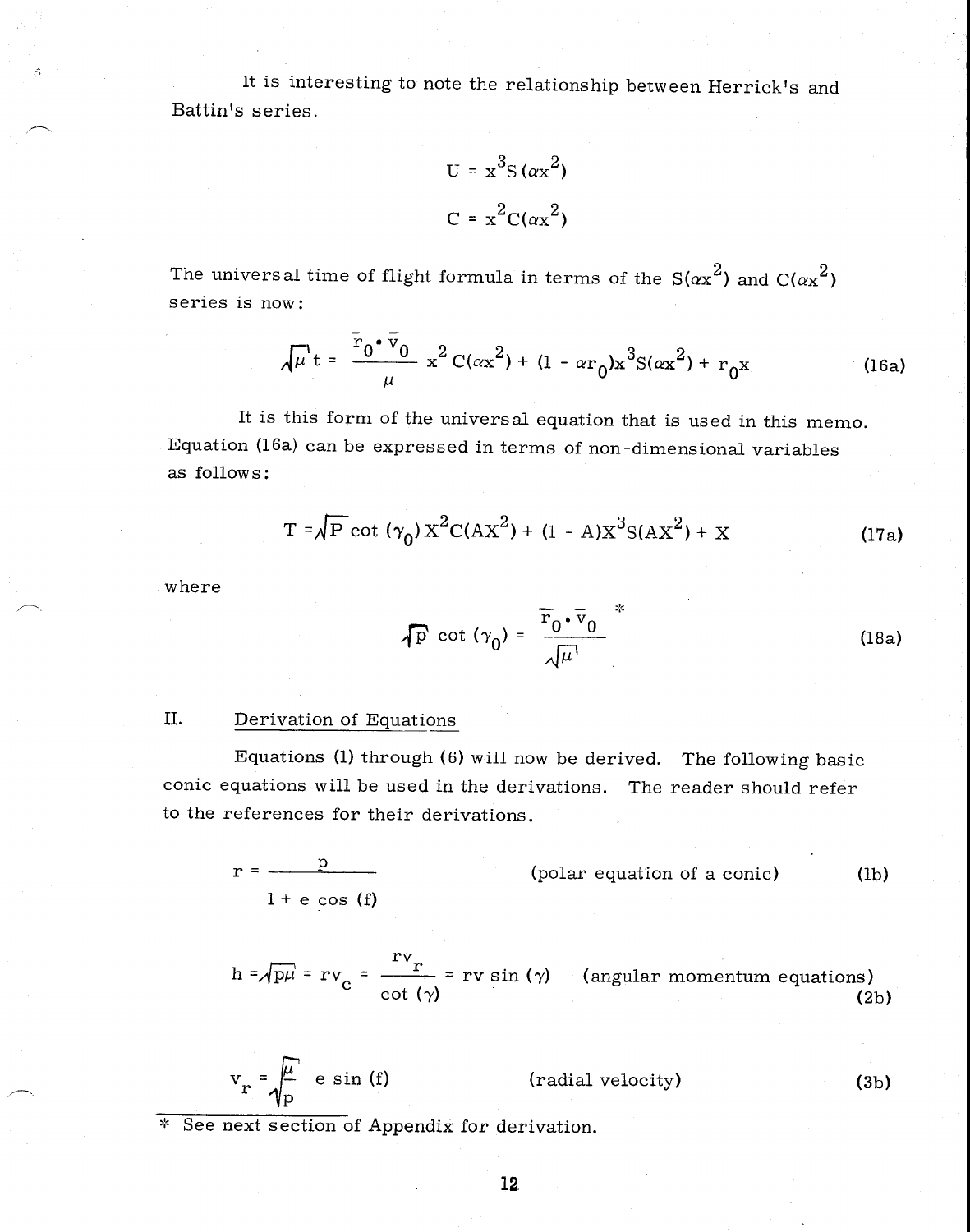It is interesting to note the relationship between Herrick's and Battin's series.

$$U = x^3 S(\alpha x^2)$$

$$C = x^2 C(\alpha x^2)$$

The universal time of flight formula in terms of the $S(\alpha x^2)$ and $C(\alpha x^2)$ series is now:

$$\sqrt{\mu}\, t = \frac{\bar{r}_0 \cdot \bar{v}_0}{\mu} x^2 C(\alpha x^2) + (1 - \alpha r_0) x^3 S(\alpha x^2) + r_0 x \tag{16a}$$

It is this form of the universal equation that is used in this memo. Equation (16a) can be expressed in terms of non-dimensional variables as follows:

$$T = \sqrt{P} \cot(\gamma_0) X^2 C(AX^2) + (1 - A) X^3 S(AX^2) + X \tag{17a}$$

where

$$\sqrt{P} \cot(\gamma_0) = \frac{\bar{r}_0 \cdot \bar{v}_0}{\sqrt{\mu}} \; * \tag{18a}$$

## II. Derivation of Equations

Equations (1) through (6) will now be derived. The following basic conic equations will be used in the derivations. The reader should refer to the references for their derivations.

$$r = \frac{p}{1 + e \cos(f)} \qquad \text{(polar equation of a conic)} \tag{1b}$$

$$h = \sqrt{p\mu} = r v_c = \frac{r v_r}{\cot(\gamma)} = r v \sin(\gamma) \qquad \text{(angular momentum equations)} \tag{2b}$$

$$v_r = \sqrt{\frac{\mu}{p}}\, e \sin(f) \qquad \text{(radial velocity)} \tag{3b}$$

\* See next section of Appendix for derivation.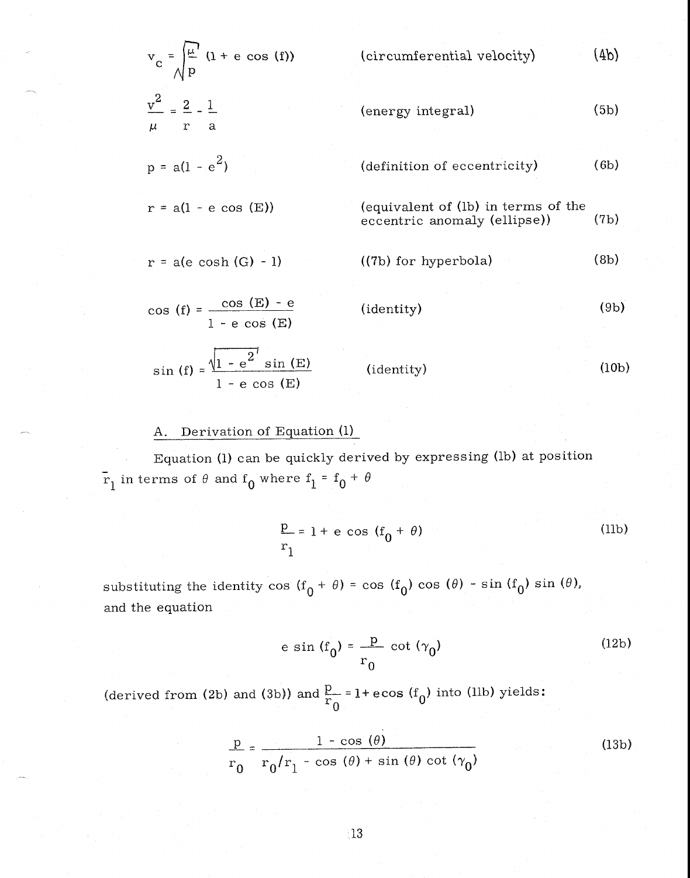$$v_c = \sqrt{\frac{\mu}{p}}\,(1 + e\cos(f)) \qquad \text{(circumferential velocity)} \qquad (4b)$$

$$\frac{v^2}{\mu} = \frac{2}{r} - \frac{1}{a} \qquad \text{(energy integral)} \qquad (5b)$$

$$p = a(1 - e^2) \qquad \text{(definition of eccentricity)} \qquad (6b)$$

$$r = a(1 - e\cos(E)) \qquad \text{(equivalent of (1b) in terms of the eccentric anomaly (ellipse))} \qquad (7b)$$

$$r = a(e\cosh(G) - 1) \qquad \text{((7b) for hyperbola)} \qquad (8b)$$

$$\cos(f) = \frac{\cos(E) - e}{1 - e\cos(E)} \qquad \text{(identity)} \qquad (9b)$$

$$\sin(f) = \frac{\sqrt{1 - e^2}\,\sin(E)}{1 - e\cos(E)} \qquad \text{(identity)} \qquad (10b)$$

## A. Derivation of Equation (1)

Equation (1) can be quickly derived by expressing (1b) at position $\bar{r}_1$ in terms of $\theta$ and $f_0$ where $f_1 = f_0 + \theta$

$$\frac{p}{r_1} = 1 + e\cos(f_0 + \theta) \qquad (11b)$$

substituting the identity $\cos(f_0 + \theta) = \cos(f_0)\cos(\theta) - \sin(f_0)\sin(\theta)$, and the equation

$$e\sin(f_0) = \frac{p}{r_0}\cot(\gamma_0) \qquad (12b)$$

(derived from (2b) and (3b)) and $\frac{p}{r_0} = 1 + e\cos(f_0)$ into (11b) yields:

$$\frac{p}{r_0} = \frac{1 - \cos(\theta)}{r_0/r_1 - \cos(\theta) + \sin(\theta)\cot(\gamma_0)} \qquad (13b)$$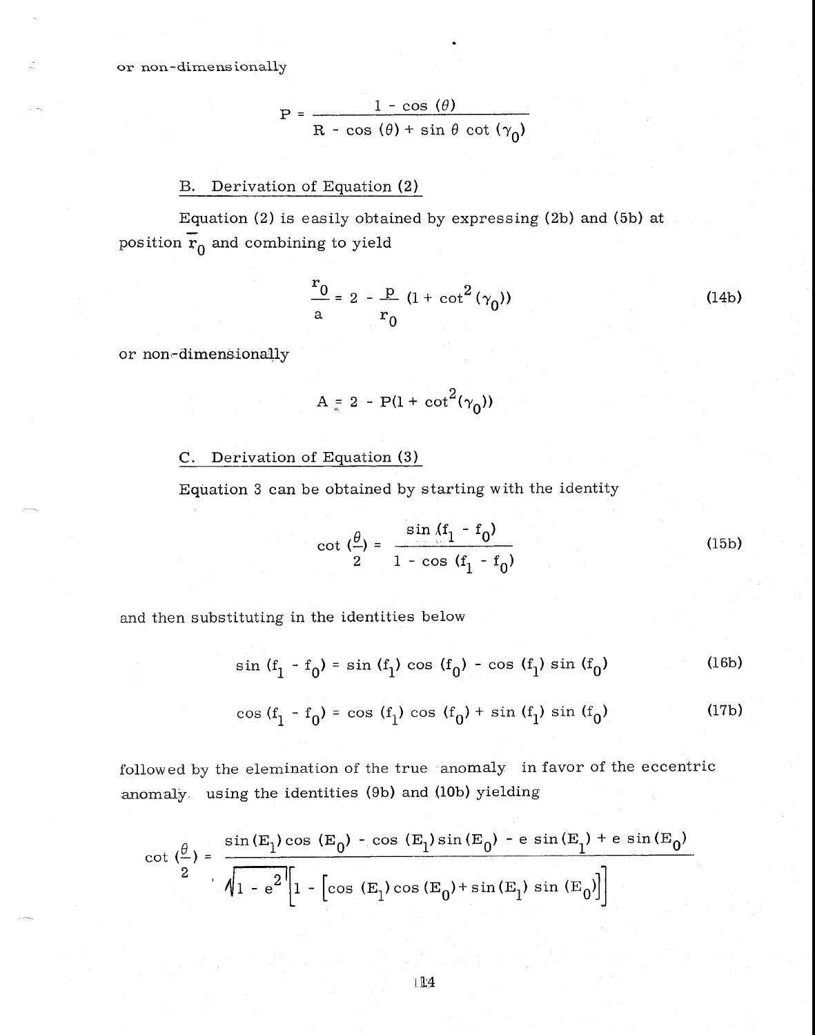or non-dimensionally

$$P = \frac{1 - \cos(\theta)}{R - \cos(\theta) + \sin\theta \cot(\gamma_0)}$$

## B. Derivation of Equation (2)

Equation (2) is easily obtained by expressing (2b) and (5b) at position $\bar{r}_0$ and combining to yield

$$\frac{r_0}{a} = 2 - \frac{p}{r_0}(1 + \cot^2(\gamma_0)) \tag{14b}$$

or non-dimensionally

$$A = 2 - P(1 + \cot^2(\gamma_0))$$

## C. Derivation of Equation (3)

Equation 3 can be obtained by starting with the identity

$$\cot\left(\frac{\theta}{2}\right) = \frac{\sin(f_1 - f_0)}{1 - \cos(f_1 - f_0)} \tag{15b}$$

and then substituting in the identities below

$$\sin(f_1 - f_0) = \sin(f_1)\cos(f_0) - \cos(f_1)\sin(f_0) \tag{16b}$$

$$\cos(f_1 - f_0) = \cos(f_1)\cos(f_0) + \sin(f_1)\sin(f_0) \tag{17b}$$

followed by the elemination of the true anomaly in favor of the eccentric anomaly using the identities (9b) and (10b) yielding

$$\cot\left(\frac{\theta}{2}\right) = \frac{\sin(E_1)\cos(E_0) - \cos(E_1)\sin(E_0) - e\sin(E_1) + e\sin(E_0)}{\sqrt{1 - e^2}\left[1 - \left[\cos(E_1)\cos(E_0) + \sin(E_1)\sin(E_0)\right]\right]}$$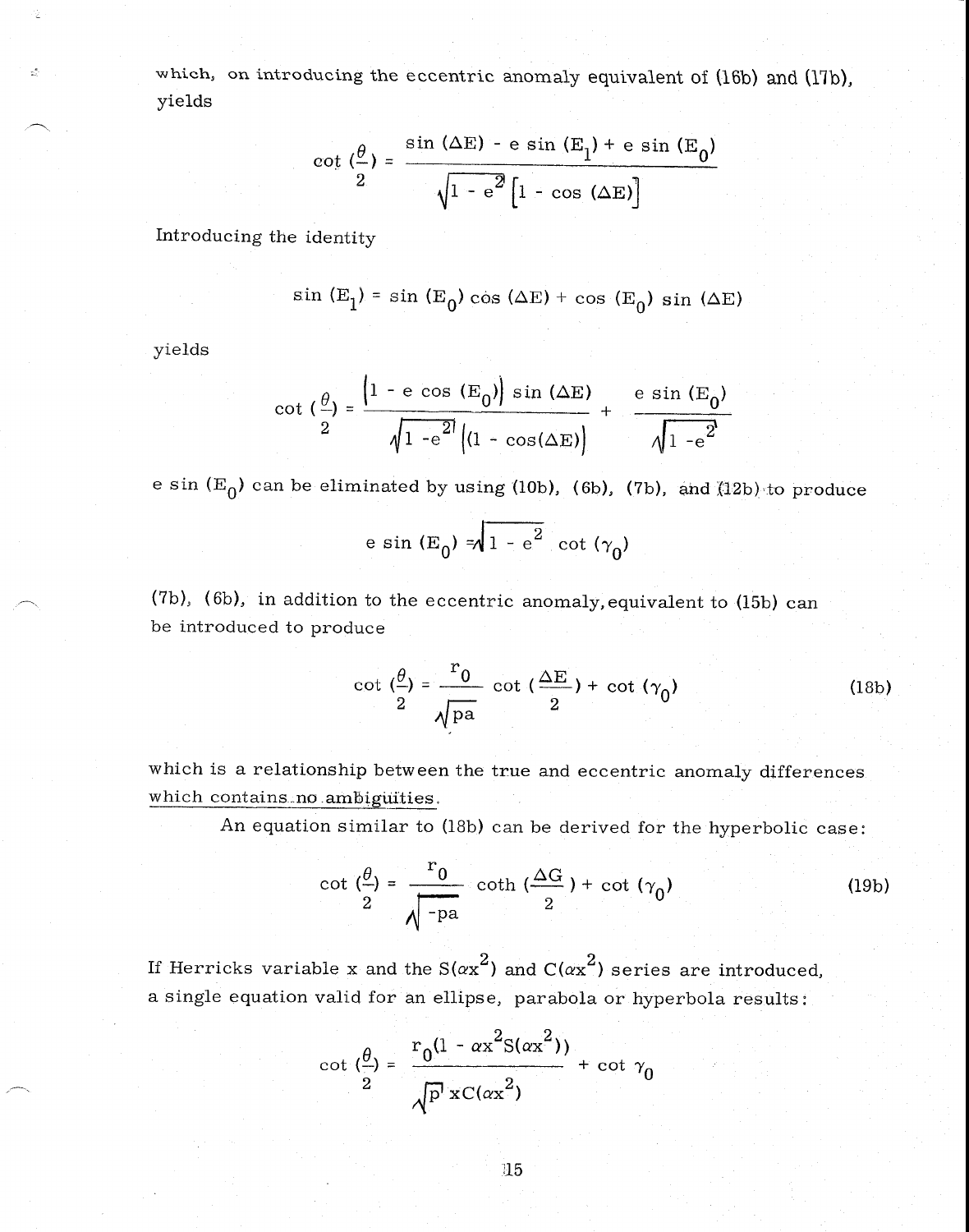which, on introducing the eccentric anomaly equivalent of (16b) and (17b), yields

$$\cot\left(\frac{\theta}{2}\right) = \frac{\sin(\Delta E) - e\sin(E_1) + e\sin(E_0)}{\sqrt{1-e^2}\left[1 - \cos(\Delta E)\right]}$$

Introducing the identity

$$\sin(E_1) = \sin(E_0)\cos(\Delta E) + \cos(E_0)\sin(\Delta E)$$

yields

$$\cot\left(\frac{\theta}{2}\right) = \frac{\left[1 - e\cos(E_0)\right]\sin(\Delta E)}{\sqrt{1-e^2}\left[1 - \cos(\Delta E)\right]} + \frac{e\sin(E_0)}{\sqrt{1-e^2}}$$

$e\sin(E_0)$ can be eliminated by using (10b), (6b), (7b), and (12b) to produce

$$e\sin(E_0) = \sqrt{1-e^2}\,\cot(\gamma_0)$$

(7b), (6b), in addition to the eccentric anomaly, equivalent to (15b) can be introduced to produce

$$\cot\left(\frac{\theta}{2}\right) = \frac{r_0}{\sqrt{pa}}\cot\left(\frac{\Delta E}{2}\right) + \cot(\gamma_0) \tag{18b}$$

which is a relationship between the true and eccentric anomaly differences <u>which contains no ambiguities</u>.

An equation similar to (18b) can be derived for the hyperbolic case:

$$\cot\left(\frac{\theta}{2}\right) = \frac{r_0}{\sqrt{-pa}}\coth\left(\frac{\Delta G}{2}\right) + \cot(\gamma_0) \tag{19b}$$

If Herricks variable x and the $S(\alpha x^2)$ and $C(\alpha x^2)$ series are introduced, a single equation valid for an ellipse, parabola or hyperbola results:

$$\cot\left(\frac{\theta}{2}\right) = \frac{r_0\left(1 - \alpha x^2 S(\alpha x^2)\right)}{\sqrt{p}\,x\,C(\alpha x^2)} + \cot\gamma_0$$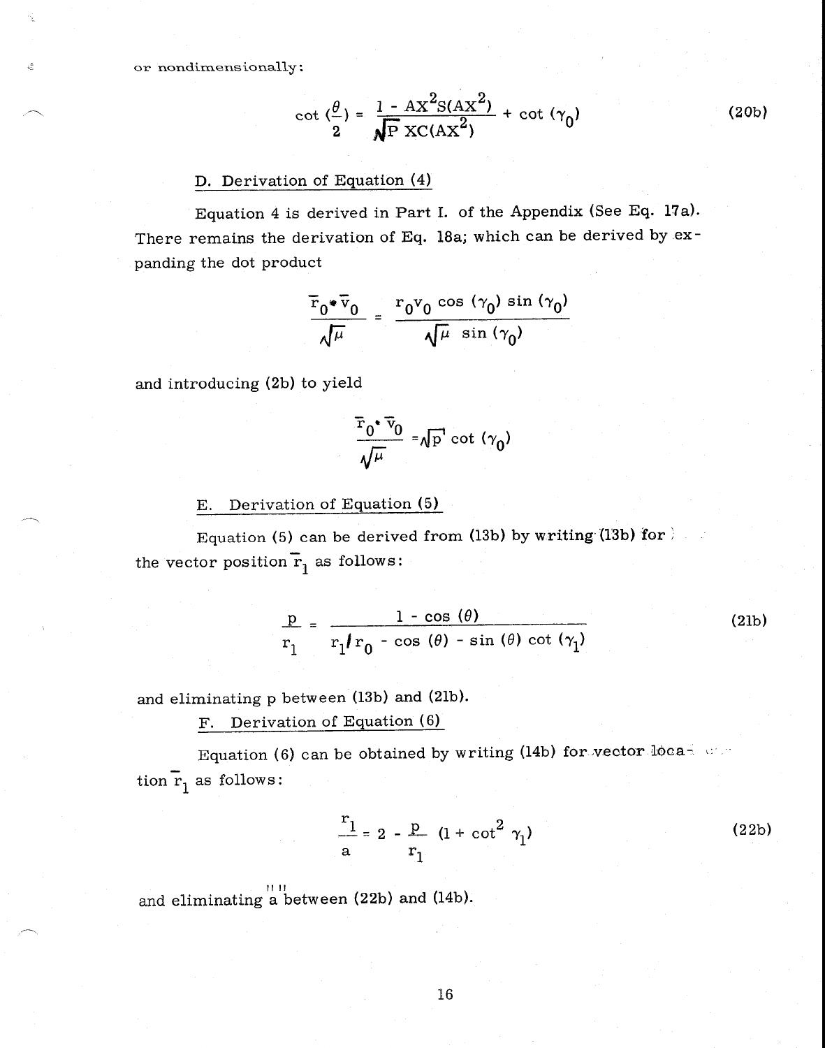or nondimensionally:

$$\cot\left(\frac{\theta}{2}\right) = \frac{1 - AX^2S(AX^2)}{\sqrt{P}\,XC(AX^2)} + \cot(\gamma_0) \tag{20b}$$

## D. Derivation of Equation (4)

Equation 4 is derived in Part I. of the Appendix (See Eq. 17a). There remains the derivation of Eq. 18a; which can be derived by expanding the dot product

$$\frac{\bar{r}_0 \cdot \bar{v}_0}{\sqrt{\mu}} = \frac{r_0 v_0 \cos(\gamma_0)\sin(\gamma_0)}{\sqrt{\mu}\,\sin(\gamma_0)}$$

and introducing (2b) to yield

$$\frac{\bar{r}_0 \cdot \bar{v}_0}{\sqrt{\mu}} = \sqrt{p}\cot(\gamma_0)$$

## E. Derivation of Equation (5)

Equation (5) can be derived from (13b) by writing (13b) for the vector position $\bar{r}_1$ as follows:

$$\frac{p}{r_1} = \frac{1 - \cos(\theta)}{r_1/r_0 - \cos(\theta) - \sin(\theta)\cot(\gamma_1)} \tag{21b}$$

and eliminating p between (13b) and (21b).

## F. Derivation of Equation (6)

Equation (6) can be obtained by writing (14b) for vector location $\bar{r}_1$ as follows:

$$\frac{r_1}{a} = 2 - \frac{p}{r_1}(1 + \cot^2\gamma_1) \tag{22b}$$

and eliminating "a" between (22b) and (14b).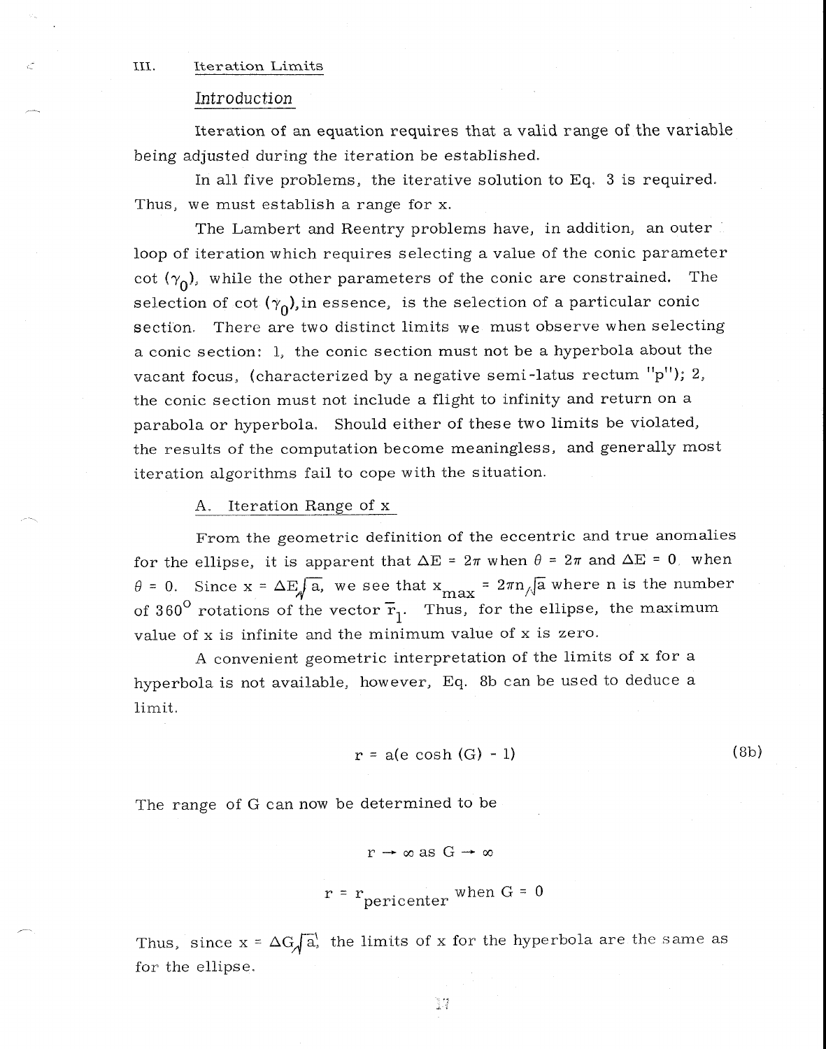## III. Iteration Limits

### Introduction

Iteration of an equation requires that a valid range of the variable being adjusted during the iteration be established.

In all five problems, the iterative solution to Eq. 3 is required. Thus, we must establish a range for x.

The Lambert and Reentry problems have, in addition, an outer loop of iteration which requires selecting a value of the conic parameter cot ($\gamma_0$), while the other parameters of the conic are constrained. The selection of cot ($\gamma_0$), in essence, is the selection of a particular conic section. There are two distinct limits we must observe when selecting a conic section: 1, the conic section must not be a hyperbola about the vacant focus, (characterized by a negative semi-latus rectum "p"); 2, the conic section must not include a flight to infinity and return on a parabola or hyperbola. Should either of these two limits be violated, the results of the computation become meaningless, and generally most iteration algorithms fail to cope with the situation.

#### A. Iteration Range of x

From the geometric definition of the eccentric and true anomalies for the ellipse, it is apparent that $\Delta E = 2\pi$ when $\theta = 2\pi$ and $\Delta E = 0$ when $\theta = 0$. Since $x = \Delta E\sqrt{a}$, we see that $x_{max} = 2\pi n\sqrt{a}$ where n is the number of $360^{\circ}$ rotations of the vector $\overline{r}_1$. Thus, for the ellipse, the maximum value of x is infinite and the minimum value of x is zero.

A convenient geometric interpretation of the limits of x for a hyperbola is not available, however, Eq. 8b can be used to deduce a limit.

$$r = a(e \cosh(G) - 1) \tag{8b}$$

The range of G can now be determined to be

$$r \rightarrow \infty \text{ as } G \rightarrow \infty$$

$$r = r_{pericenter} \text{ when } G = 0$$

Thus, since $x = \Delta G\sqrt{a}$, the limits of x for the hyperbola are the same as for the ellipse.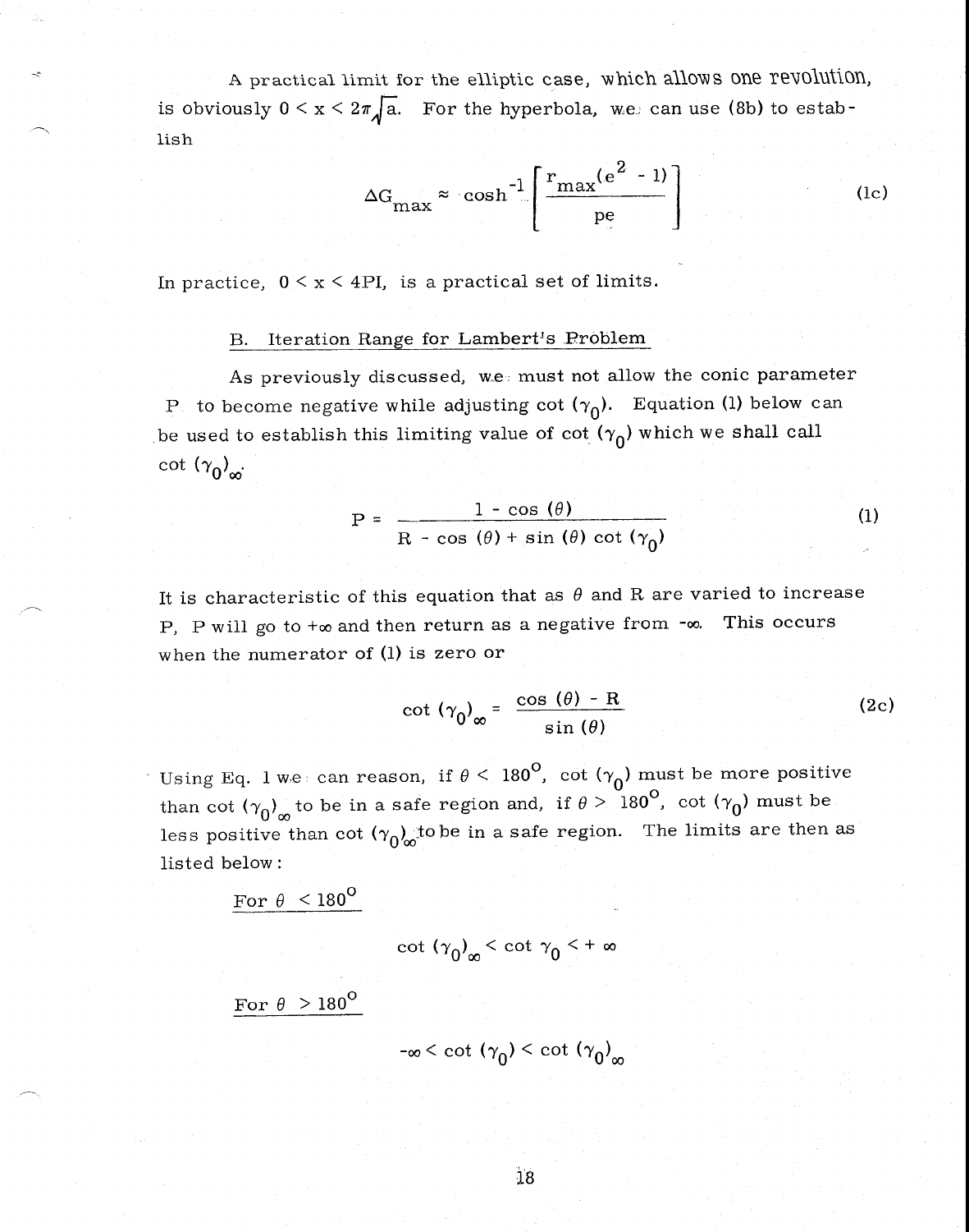A practical limit for the elliptic case, which allows one revolution, is obviously $0 < x < 2\pi\sqrt{a}$. For the hyperbola, we can use (8b) to establish

$$\Delta G_{max} \approx \cosh^{-1}\left[\frac{r_{max}(e^2 - 1)}{pe}\right] \tag{1c}$$

In practice, $0 < x < 4PI$, is a practical set of limits.

B. Iteration Range for Lambert's Problem

As previously discussed, we must not allow the conic parameter P to become negative while adjusting $\cot(\gamma_0)$. Equation (1) below can be used to establish this limiting value of $\cot(\gamma_0)$ which we shall call $\cot(\gamma_0)_\infty$.

$$P = \frac{1 - \cos(\theta)}{R - \cos(\theta) + \sin(\theta)\cot(\gamma_0)} \tag{1}$$

It is characteristic of this equation that as $\theta$ and R are varied to increase P, P will go to $+\infty$ and then return as a negative from $-\infty$. This occurs when the numerator of (1) is zero or

$$\cot(\gamma_0)_\infty = \frac{\cos(\theta) - R}{\sin(\theta)} \tag{2c}$$

Using Eq. 1 we can reason, if $\theta < 180^\circ$, $\cot(\gamma_0)$ must be more positive than $\cot(\gamma_0)_\infty$ to be in a safe region and, if $\theta > 180^\circ$, $\cot(\gamma_0)$ must be less positive than $\cot(\gamma_0)_\infty$ to be in a safe region. The limits are then as listed below:

For $\theta < 180^\circ$

$$\cot(\gamma_0)_\infty < \cot\gamma_0 < +\infty$$

For $\theta > 180^\circ$

$$-\infty < \cot(\gamma_0) < \cot(\gamma_0)_\infty$$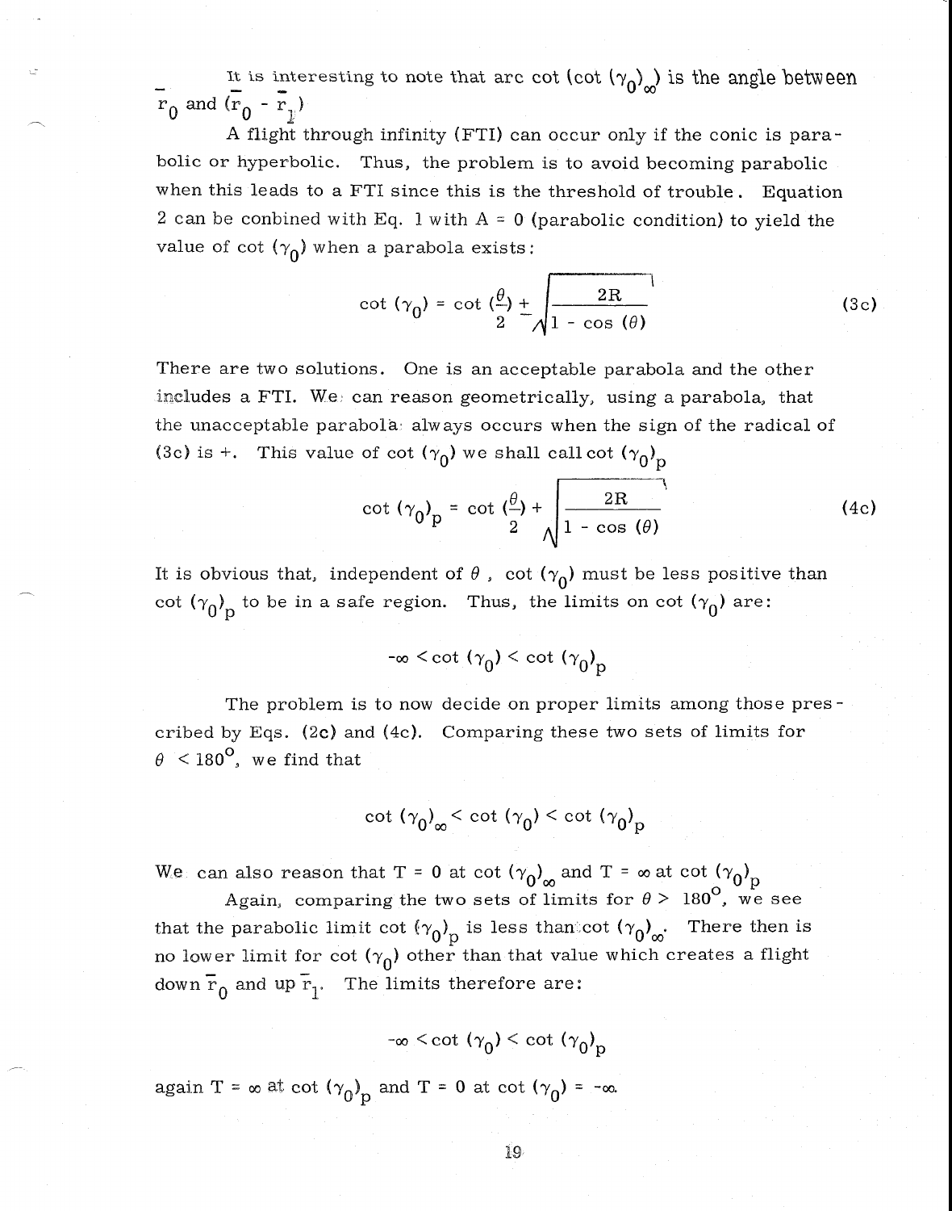It is interesting to note that arc cot $(\cot(\gamma_0)_\infty)$ is the angle between $\bar{r}_0$ and $(\bar{r}_0 - \bar{r}_1)$

A flight through infinity (FTI) can occur only if the conic is parabolic or hyperbolic. Thus, the problem is to avoid becoming parabolic when this leads to a FTI since this is the threshold of trouble. Equation 2 can be conbined with Eq. 1 with A = 0 (parabolic condition) to yield the value of $\cot(\gamma_0)$ when a parabola exists:

$$\cot(\gamma_0) = \cot\left(\frac{\theta}{2}\right) \pm \sqrt{\frac{2R}{1 - \cos(\theta)}} \tag{3c}$$

There are two solutions. One is an acceptable parabola and the other includes a FTI. We can reason geometrically, using a parabola, that the unacceptable parabola always occurs when the sign of the radical of (3c) is +. This value of $\cot(\gamma_0)$ we shall call $\cot(\gamma_0)_p$

$$\cot(\gamma_0)_p = \cot\left(\frac{\theta}{2}\right) + \sqrt{\frac{2R}{1 - \cos(\theta)}} \tag{4c}$$

It is obvious that, independent of $\theta$, $\cot(\gamma_0)$ must be less positive than $\cot(\gamma_0)_p$ to be in a safe region. Thus, the limits on $\cot(\gamma_0)$ are:

$$-\infty < \cot(\gamma_0) < \cot(\gamma_0)_p$$

The problem is to now decide on proper limits among those prescribed by Eqs. (2c) and (4c). Comparing these two sets of limits for $\theta < 180^\circ$, we find that

$$\cot(\gamma_0)_\infty < \cot(\gamma_0) < \cot(\gamma_0)_p$$

We can also reason that $T = 0$ at $\cot(\gamma_0)_\infty$ and $T = \infty$ at $\cot(\gamma_0)_p$

Again, comparing the two sets of limits for $\theta > 180^\circ$, we see that the parabolic limit $\cot(\gamma_0)_p$ is less than $\cot(\gamma_0)_\infty$. There then is no lower limit for $\cot(\gamma_0)$ other than that value which creates a flight down $\bar{r}_0$ and up $\bar{r}_1$. The limits therefore are:

$$-\infty < \cot(\gamma_0) < \cot(\gamma_0)_p$$

again $T = \infty$ at $\cot(\gamma_0)_p$ and $T = 0$ at $\cot(\gamma_0) = -\infty$.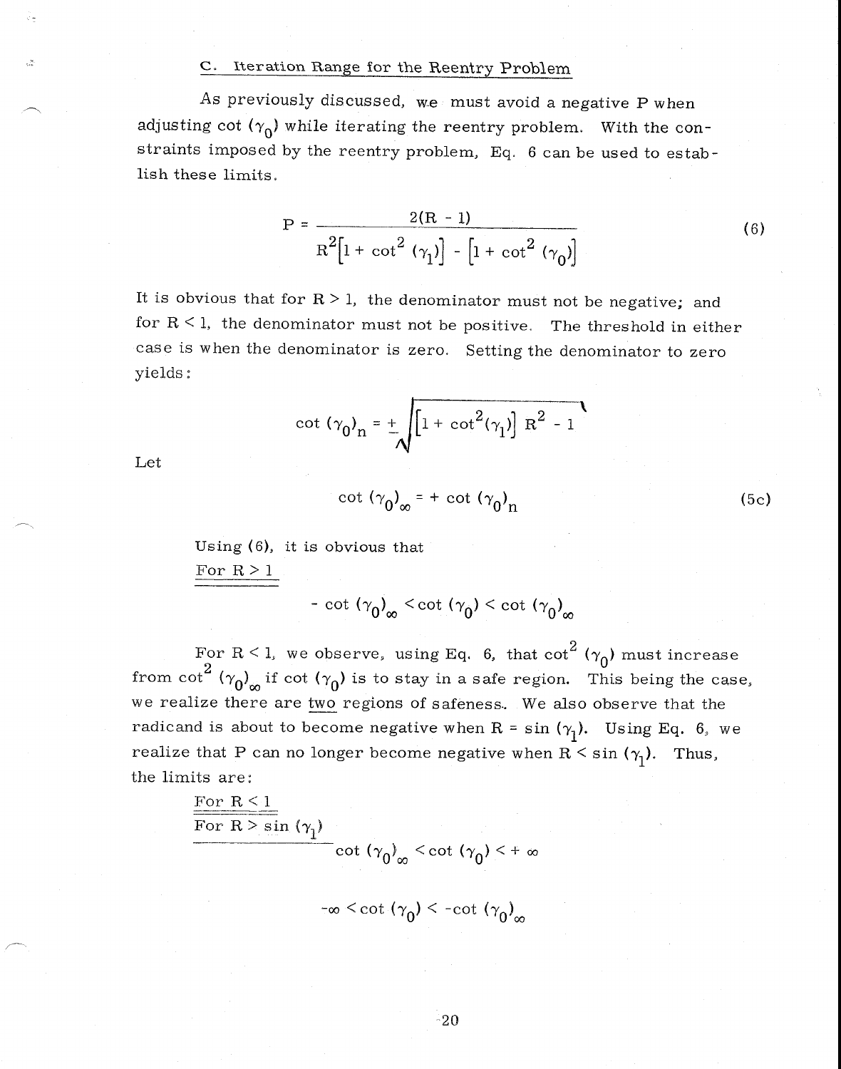### C. Iteration Range for the Reentry Problem

As previously discussed, we must avoid a negative P when adjusting $\cot(\gamma_0)$ while iterating the reentry problem. With the constraints imposed by the reentry problem, Eq. 6 can be used to establish these limits.

$$P = \frac{2(R - 1)}{R^2\left[1 + \cot^2(\gamma_1)\right] - \left[1 + \cot^2(\gamma_0)\right]} \tag{6}$$

It is obvious that for $R > 1$, the denominator must not be negative; and for $R < 1$, the denominator must not be positive. The threshold in either case is when the denominator is zero. Setting the denominator to zero yields:

$$\cot(\gamma_0)_n = \pm\sqrt{\left[1 + \cot^2(\gamma_1)\right] R^2 - 1}$$

Let

$$\cot(\gamma_0)_\infty = +\cot(\gamma_0)_n \tag{5c}$$

Using (6), it is obvious that

For $R > 1$

$$-\cot(\gamma_0)_\infty < \cot(\gamma_0) < \cot(\gamma_0)_\infty$$

For $R < 1$, we observe, using Eq. 6, that $\cot^2(\gamma_0)$ must increase from $\cot^2(\gamma_0)_\infty$ if $\cot(\gamma_0)$ is to stay in a safe region. This being the case, we realize there are two regions of safeness. We also observe that the radicand is about to become negative when $R = \sin(\gamma_1)$. Using Eq. 6, we realize that P can no longer become negative when $R < \sin(\gamma_1)$. Thus, the limits are:

For $R < 1$

For $R > \sin(\gamma_1)$

$$\cot(\gamma_0)_\infty < \cot(\gamma_0) < +\infty$$

$$-\infty < \cot(\gamma_0) < -\cot(\gamma_0)_\infty$$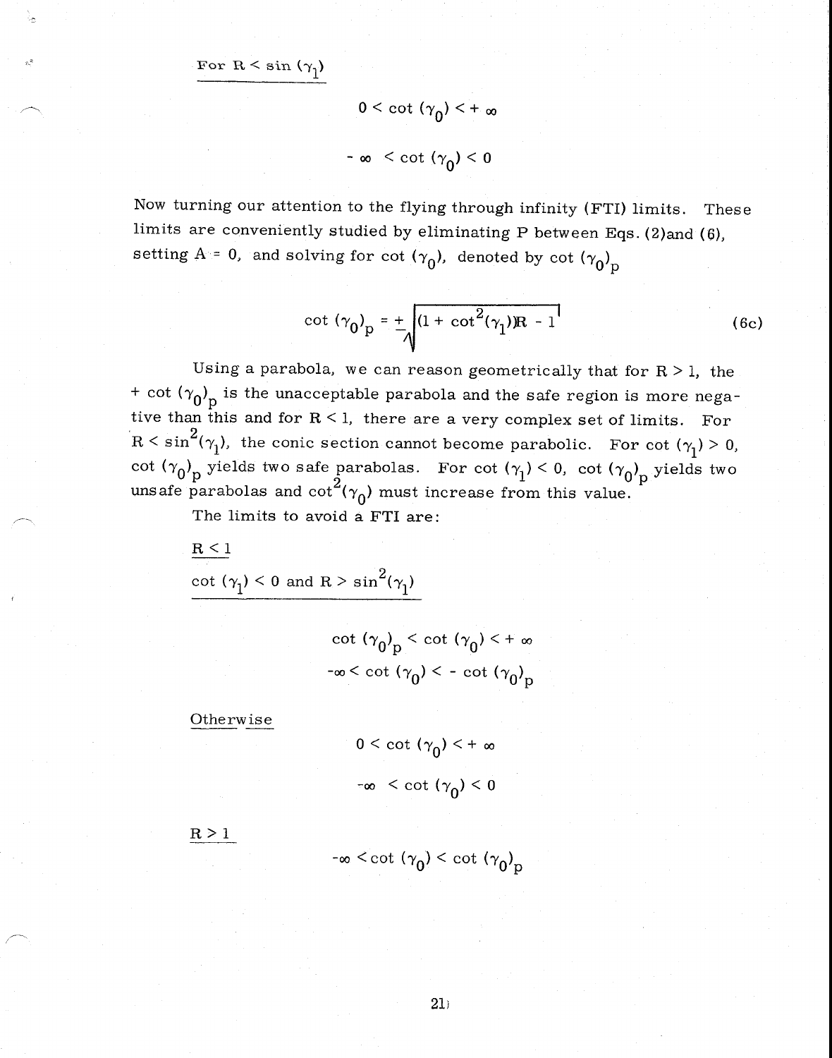For $R < \sin(\gamma_1)$

$$0 < \cot(\gamma_0) < +\infty$$

$$-\infty < \cot(\gamma_0) < 0$$

Now turning our attention to the flying through infinity (FTI) limits. These limits are conveniently studied by eliminating P between Eqs. (2)and (6), setting A = 0, and solving for $\cot(\gamma_0)$, denoted by $\cot(\gamma_0)_p$

$$\cot(\gamma_0)_p = \pm\sqrt{(1 + \cot^2(\gamma_1))R - 1} \tag{6c}$$

Using a parabola, we can reason geometrically that for $R > 1$, the $+\cot(\gamma_0)_p$ is the unacceptable parabola and the safe region is more negative than this and for $R < 1$, there are a very complex set of limits. For $R < \sin^2(\gamma_1)$, the conic section cannot become parabolic. For $\cot(\gamma_1) > 0$, $\cot(\gamma_0)_p$ yields two safe parabolas. For $\cot(\gamma_1) < 0$, $\cot(\gamma_0)_p$ yields two unsafe parabolas and $\cot^2(\gamma_0)$ must increase from this value.

The limits to avoid a FTI are:

$R < 1$

$\cot(\gamma_1) < 0$ and $R > \sin^2(\gamma_1)$

$$\cot(\gamma_0)_p < \cot(\gamma_0) < +\infty$$

$$-\infty < \cot(\gamma_0) < -\cot(\gamma_0)_p$$

Otherwise

$$0 < \cot(\gamma_0) < +\infty$$

$$-\infty < \cot(\gamma_0) < 0$$

$R > 1$

$$-\infty < \cot(\gamma_0) < \cot(\gamma_0)_p$$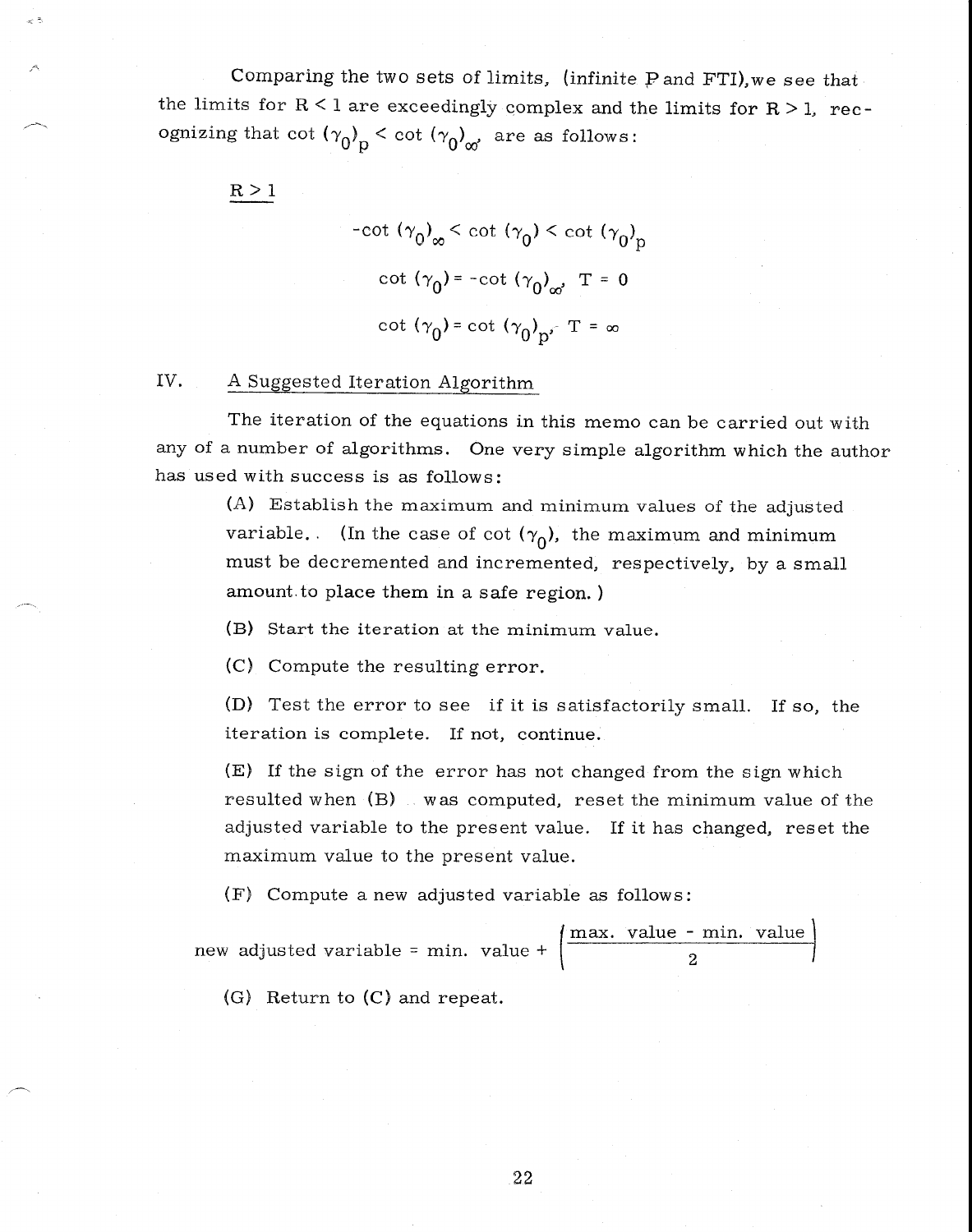Comparing the two sets of limits, (infinite P and FTI), we see that the limits for $R < 1$ are exceedingly complex and the limits for $R > 1$, recognizing that $\cot(\gamma_0)_p < \cot(\gamma_0)_\infty$, are as follows:

<u>R > 1</u>

$$-\cot(\gamma_0)_\infty < \cot(\gamma_0) < \cot(\gamma_0)_p$$

$$\cot(\gamma_0) = -\cot(\gamma_0)_\infty, \quad T = 0$$

$$\cot(\gamma_0) = \cot(\gamma_0)_p, \quad T = \infty$$

## IV. A Suggested Iteration Algorithm

The iteration of the equations in this memo can be carried out with any of a number of algorithms. One very simple algorithm which the author has used with success is as follows:

(A) Establish the maximum and minimum values of the adjusted variable. (In the case of $\cot(\gamma_0)$, the maximum and minimum must be decremented and incremented, respectively, by a small amount to place them in a safe region.)

(B) Start the iteration at the minimum value.

(C) Compute the resulting error.

(D) Test the error to see if it is satisfactorily small. If so, the iteration is complete. If not, continue.

(E) If the sign of the error has not changed from the sign which resulted when (B) was computed, reset the minimum value of the adjusted variable to the present value. If it has changed, reset the maximum value to the present value.

(F) Compute a new adjusted variable as follows:

$$\text{new adjusted variable} = \text{min. value} + \left( \frac{\text{max. value} - \text{min. value}}{2} \right)$$

(G) Return to (C) and repeat.